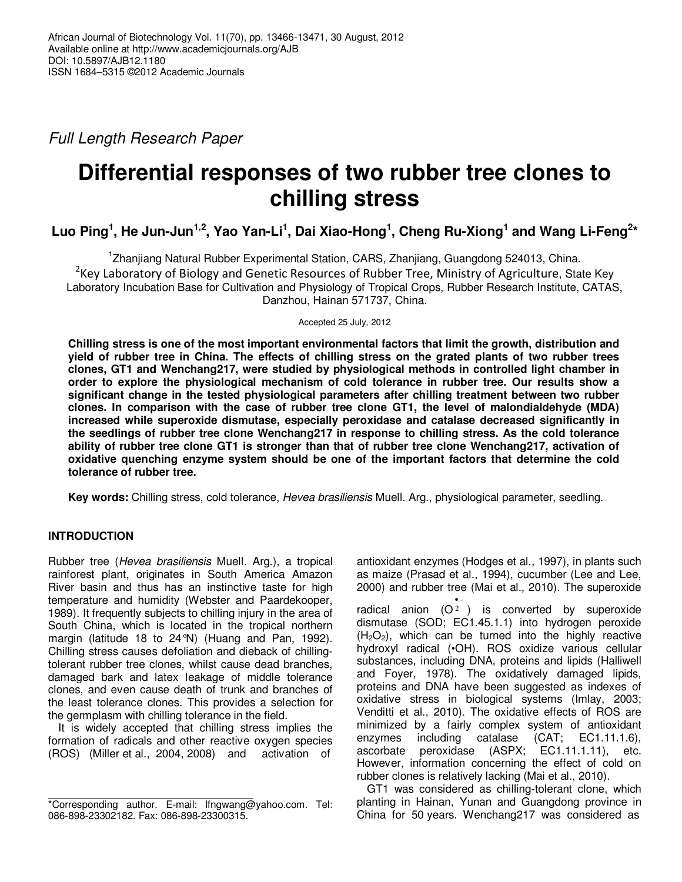*Full Length Research Paper*

# Differential responses of two rubber tree clones to chilling stress

**Luo Ping[1], He Jun-Jun[1,2], Yao Yan-Li[1], Dai Xiao-Hong[1], Cheng Ru-Xiong[1] and Wang Li-Feng[2]***

[1]Zhanjiang Natural Rubber Experimental Station, CARS, Zhanjiang, Guangdong 524013, China.
[2]Key Laboratory of Biology and Genetic Resources of Rubber Tree, Ministry of Agriculture, State Key Laboratory Incubation Base for Cultivation and Physiology of Tropical Crops, Rubber Research Institute, CATAS, Danzhou, Hainan 571737, China.

Accepted 25 July, 2012

**Chilling stress is one of the most important environmental factors that limit the growth, distribution and yield of rubber tree in China. The effects of chilling stress on the grated plants of two rubber trees clones, GT1 and Wenchang217, were studied by physiological methods in controlled light chamber in order to explore the physiological mechanism of cold tolerance in rubber tree. Our results show a significant change in the tested physiological parameters after chilling treatment between two rubber clones. In comparison with the case of rubber tree clone GT1, the level of malondialdehyde (MDA) increased while superoxide dismutase, especially peroxidase and catalase decreased significantly in the seedlings of rubber tree clone Wenchang217 in response to chilling stress. As the cold tolerance ability of rubber tree clone GT1 is stronger than that of rubber tree clone Wenchang217, activation of oxidative quenching enzyme system should be one of the important factors that determine the cold tolerance of rubber tree.**

**Key words:** Chilling stress, cold tolerance, *Hevea brasiliensis* Muell. Arg., physiological parameter, seedling.

## INTRODUCTION

Rubber tree (*Hevea brasiliensis* Muell. Arg.), a tropical rainforest plant, originates in South America Amazon River basin and thus has an instinctive taste for high temperature and humidity (Webster and Paardekooper, 1989). It frequently subjects to chilling injury in the area of South China, which is located in the tropical northern margin (latitude 18 to 24°N) (Huang and Pan, 1992). Chilling stress causes defoliation and dieback of chilling-tolerant rubber tree clones, whilst cause dead branches, damaged bark and latex leakage of middle tolerance clones, and even cause death of trunk and branches of the least tolerance clones. This provides a selection for the germplasm with chilling tolerance in the field.

It is widely accepted that chilling stress implies the formation of radicals and other reactive oxygen species (ROS) (Miller et al., 2004, 2008) and activation of antioxidant enzymes (Hodges et al., 1997), in plants such as maize (Prasad et al., 1994), cucumber (Lee and Lee, 2000) and rubber tree (Mai et al., 2010). The superoxide radical anion ($O_2^{\bullet -}$) is converted by superoxide dismutase (SOD; EC1.45.1.1) into hydrogen peroxide ($H_2O_2$), which can be turned into the highly reactive hydroxyl radical (•OH). ROS oxidize various cellular substances, including DNA, proteins and lipids (Halliwell and Foyer, 1978). The oxidatively damaged lipids, proteins and DNA have been suggested as indexes of oxidative stress in biological systems (Imlay, 2003; Venditti et al., 2010). The oxidative effects of ROS are minimized by a fairly complex system of antioxidant enzymes including catalase (CAT; EC1.11.1.6), ascorbate peroxidase (ASPX; EC1.11.1.11), etc. However, information concerning the effect of cold on rubber clones is relatively lacking (Mai et al., 2010).

GT1 was considered as chilling-tolerant clone, which planting in Hainan, Yunan and Guangdong province in China for 50 years. Wenchang217 was considered as

*Corresponding author. E-mail: lfngwang@yahoo.com. Tel: 086-898-23302182. Fax: 086-898-23300315.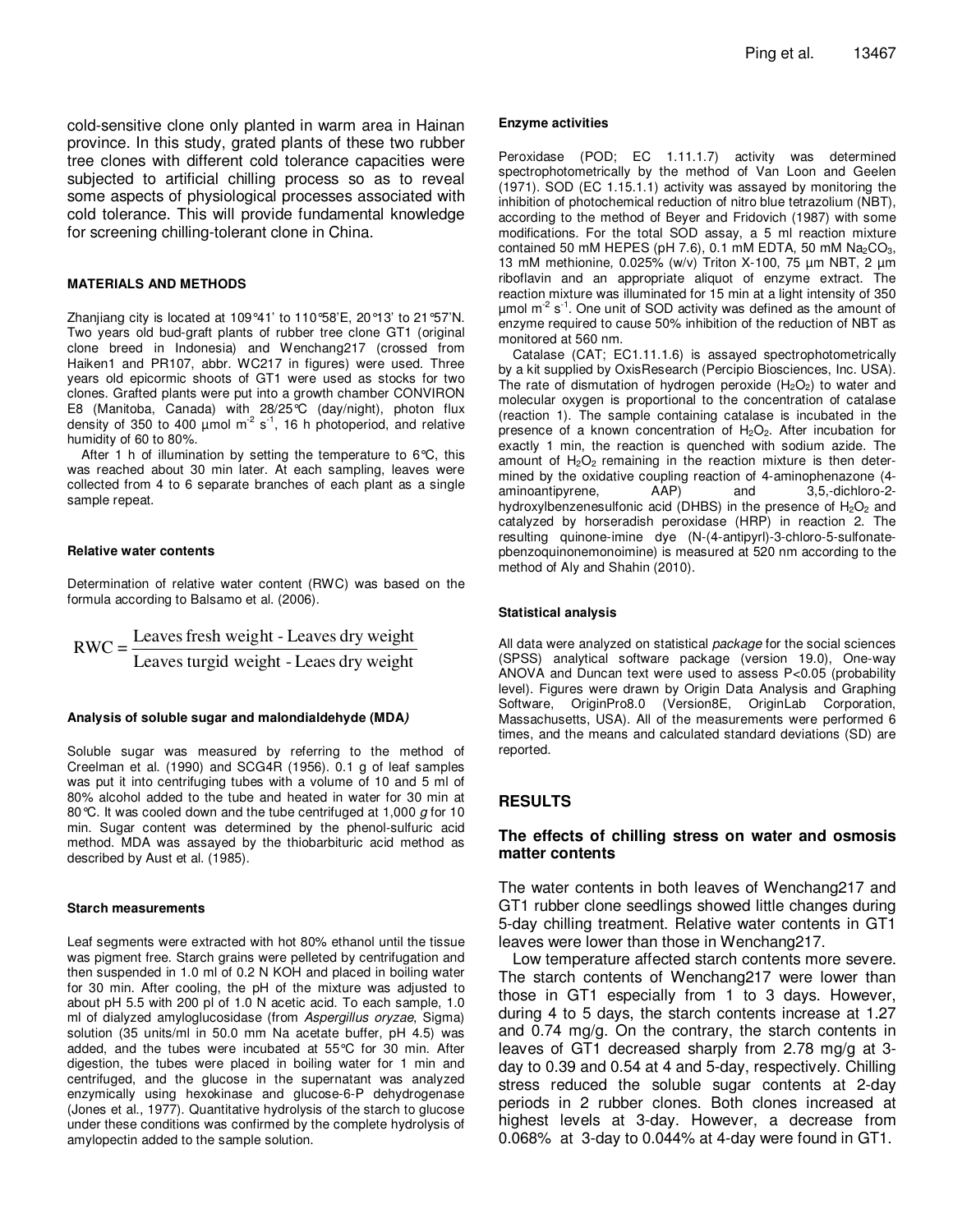cold-sensitive clone only planted in warm area in Hainan province. In this study, grated plants of these two rubber tree clones with different cold tolerance capacities were subjected to artificial chilling process so as to reveal some aspects of physiological processes associated with cold tolerance. This will provide fundamental knowledge for screening chilling-tolerant clone in China.

## MATERIALS AND METHODS

Zhanjiang city is located at 109°41' to 110°58'E, 20°13' to 21°57'N. Two years old bud-graft plants of rubber tree clone GT1 (original clone breed in Indonesia) and Wenchang217 (crossed from Haiken1 and PR107, abbr. WC217 in figures) were used. Three years old epicormic shoots of GT1 were used as stocks for two clones. Grafted plants were put into a growth chamber CONVIRON E8 (Manitoba, Canada) with 28/25°C (day/night), photon flux density of 350 to 400 µmol $m^{-2}$ $s^{-1}$, 16 h photoperiod, and relative humidity of 60 to 80%.

After 1 h of illumination by setting the temperature to 6°C, this was reached about 30 min later. At each sampling, leaves were collected from 4 to 6 separate branches of each plant as a single sample repeat.

### Relative water contents

Determination of relative water content (RWC) was based on the formula according to Balsamo et al. (2006).

$$RWC = \frac{\text{Leaves fresh weight - Leaves dry weight}}{\text{Leaves turgid weight - Leaes dry weight}}$$

### Analysis of soluble sugar and malondialdehyde (MDA*)*

Soluble sugar was measured by referring to the method of Creelman et al. (1990) and SCG4R (1956). 0.1 g of leaf samples was put it into centrifuging tubes with a volume of 10 and 5 ml of 80% alcohol added to the tube and heated in water for 30 min at 80°C. It was cooled down and the tube centrifuged at 1,000 *g* for 10 min. Sugar content was determined by the phenol-sulfuric acid method. MDA was assayed by the thiobarbituric acid method as described by Aust et al. (1985).

### Starch measurements

Leaf segments were extracted with hot 80% ethanol until the tissue was pigment free. Starch grains were pelleted by centrifugation and then suspended in 1.0 ml of 0.2 N KOH and placed in boiling water for 30 min. After cooling, the pH of the mixture was adjusted to about pH 5.5 with 200 pl of 1.0 N acetic acid. To each sample, 1.0 ml of dialyzed amyloglucosidase (from *Aspergillus oryzae*, Sigma) solution (35 units/ml in 50.0 mm Na acetate buffer, pH 4.5) was added, and the tubes were incubated at 55°C for 30 min. After digestion, the tubes were placed in boiling water for 1 min and centrifuged, and the glucose in the supernatant was analyzed enzymically using hexokinase and glucose-6-P dehydrogenase (Jones et al., 1977). Quantitative hydrolysis of the starch to glucose under these conditions was confirmed by the complete hydrolysis of amylopectin added to the sample solution.

### Enzyme activities

Peroxidase (POD; EC 1.11.1.7) activity was determined spectrophotometrically by the method of Van Loon and Geelen (1971). SOD (EC 1.15.1.1) activity was assayed by monitoring the inhibition of photochemical reduction of nitro blue tetrazolium (NBT), according to the method of Beyer and Fridovich (1987) with some modifications. For the total SOD assay, a 5 ml reaction mixture contained 50 mM HEPES (pH 7.6), 0.1 mM EDTA, 50 mM $Na_2CO_3$, 13 mM methionine, 0.025% (w/v) Triton X-100, 75 µm NBT, 2 µm riboflavin and an appropriate aliquot of enzyme extract. The reaction mixture was illuminated for 15 min at a light intensity of 350 µmol $m^{-2}$ $s^{-1}$. One unit of SOD activity was defined as the amount of enzyme required to cause 50% inhibition of the reduction of NBT as monitored at 560 nm.

Catalase (CAT; EC1.11.1.6) is assayed spectrophotometrically by a kit supplied by OxisResearch (Percipio Biosciences, Inc. USA). The rate of dismutation of hydrogen peroxide ($H_2O_2$) to water and molecular oxygen is proportional to the concentration of catalase (reaction 1). The sample containing catalase is incubated in the presence of a known concentration of $H_2O_2$. After incubation for exactly 1 min, the reaction is quenched with sodium azide. The amount of $H_2O_2$ remaining in the reaction mixture is then determined by the oxidative coupling reaction of 4-aminophenazone (4-aminoantipyrene, AAP) and 3,5,-dichloro-2-hydroxylbenzenesulfonic acid (DHBS) in the presence of $H_2O_2$ and catalyzed by horseradish peroxidase (HRP) in reaction 2. The resulting quinone-imine dye (N-(4-antipyrl)-3-chloro-5-sulfonate-pbenzoquinonemonoimine) is measured at 520 nm according to the method of Aly and Shahin (2010).

### Statistical analysis

All data were analyzed on statistical *package* for the social sciences (SPSS) analytical software package (version 19.0), One-way ANOVA and Duncan text were used to assess $P<0.05$ (probability level). Figures were drawn by Origin Data Analysis and Graphing Software, OriginPro8.0 (Version8E, OriginLab Corporation, Massachusetts, USA). All of the measurements were performed 6 times, and the means and calculated standard deviations (SD) are reported.

## RESULTS

### The effects of chilling stress on water and osmosis matter contents

The water contents in both leaves of Wenchang217 and GT1 rubber clone seedlings showed little changes during 5-day chilling treatment. Relative water contents in GT1 leaves were lower than those in Wenchang217.

Low temperature affected starch contents more severe. The starch contents of Wenchang217 were lower than those in GT1 especially from 1 to 3 days. However, during 4 to 5 days, the starch contents increase at 1.27 and 0.74 mg/g. On the contrary, the starch contents in leaves of GT1 decreased sharply from 2.78 mg/g at 3-day to 0.39 and 0.54 at 4 and 5-day, respectively. Chilling stress reduced the soluble sugar contents at 2-day periods in 2 rubber clones. Both clones increased at highest levels at 3-day. However, a decrease from 0.068% at 3-day to 0.044% at 4-day were found in GT1.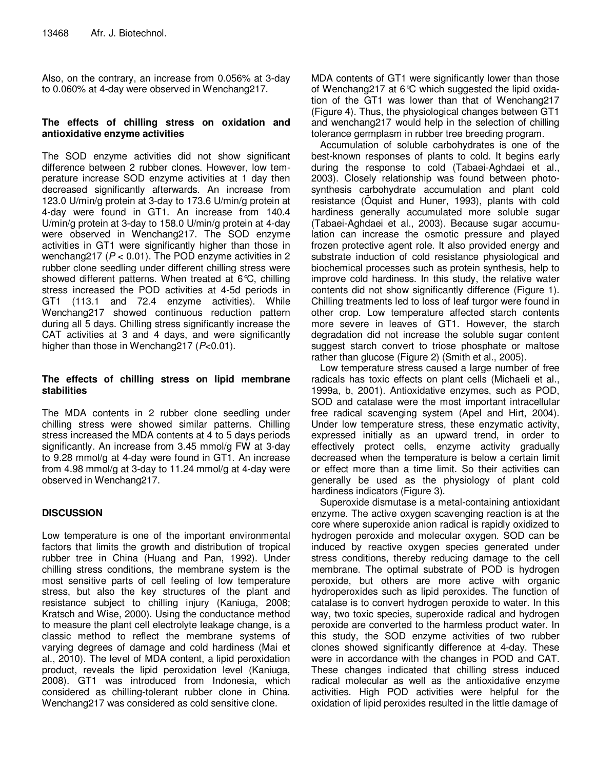Also, on the contrary, an increase from 0.056% at 3-day to 0.060% at 4-day were observed in Wenchang217.

### The effects of chilling stress on oxidation and antioxidative enzyme activities

The SOD enzyme activities did not show significant difference between 2 rubber clones. However, low temperature increase SOD enzyme activities at 1 day then decreased significantly afterwards. An increase from 123.0 U/min/g protein at 3-day to 173.6 U/min/g protein at 4-day were found in GT1. An increase from 140.4 U/min/g protein at 3-day to 158.0 U/min/g protein at 4-day were observed in Wenchang217. The SOD enzyme activities in GT1 were significantly higher than those in wenchang217 ($P < 0.01$). The POD enzyme activities in 2 rubber clone seedling under different chilling stress were showed different patterns. When treated at 6°C, chilling stress increased the POD activities at 4-5d periods in GT1 (113.1 and 72.4 enzyme activities). While Wenchang217 showed continuous reduction pattern during all 5 days. Chilling stress significantly increase the CAT activities at 3 and 4 days, and were significantly higher than those in Wenchang217 ($P<0.01$).

### The effects of chilling stress on lipid membrane stabilities

The MDA contents in 2 rubber clone seedling under chilling stress were showed similar patterns. Chilling stress increased the MDA contents at 4 to 5 days periods significantly. An increase from 3.45 mmol/g FW at 3-day to 9.28 mmol/g at 4-day were found in GT1. An increase from 4.98 mmol/g at 3-day to 11.24 mmol/g at 4-day were observed in Wenchang217.

## DISCUSSION

Low temperature is one of the important environmental factors that limits the growth and distribution of tropical rubber tree in China (Huang and Pan, 1992). Under chilling stress conditions, the membrane system is the most sensitive parts of cell feeling of low temperature stress, but also the key structures of the plant and resistance subject to chilling injury (Kaniuga, 2008; Kratsch and Wise, 2000). Using the conductance method to measure the plant cell electrolyte leakage change, is a classic method to reflect the membrane systems of varying degrees of damage and cold hardiness (Mai et al., 2010). The level of MDA content, a lipid peroxidation product, reveals the lipid peroxidation level (Kaniuga, 2008). GT1 was introduced from Indonesia, which considered as chilling-tolerant rubber clone in China. Wenchang217 was considered as cold sensitive clone. MDA contents of GT1 were significantly lower than those of Wenchang217 at 6°C which suggested the lipid oxidation of the GT1 was lower than that of Wenchang217 (Figure 4). Thus, the physiological changes between GT1 and wenchang217 would help in the selection of chilling tolerance germplasm in rubber tree breeding program.

Accumulation of soluble carbohydrates is one of the best-known responses of plants to cold. It begins early during the response to cold (Tabaei-Aghdaei et al., 2003). Closely relationship was found between photosynthesis carbohydrate accumulation and plant cold resistance (Öquist and Huner, 1993), plants with cold hardiness generally accumulated more soluble sugar (Tabaei-Aghdaei et al., 2003). Because sugar accumulation can increase the osmotic pressure and played frozen protective agent role. It also provided energy and substrate induction of cold resistance physiological and biochemical processes such as protein synthesis, help to improve cold hardiness. In this study, the relative water contents did not show significantly difference (Figure 1). Chilling treatments led to loss of leaf turgor were found in other crop. Low temperature affected starch contents more severe in leaves of GT1. However, the starch degradation did not increase the soluble sugar content suggest starch convert to triose phosphate or maltose rather than glucose (Figure 2) (Smith et al., 2005).

Low temperature stress caused a large number of free radicals has toxic effects on plant cells (Michaeli et al., 1999a, b, 2001). Antioxidative enzymes, such as POD, SOD and catalase were the most important intracellular free radical scavenging system (Apel and Hirt, 2004). Under low temperature stress, these enzymatic activity, expressed initially as an upward trend, in order to effectively protect cells, enzyme activity gradually decreased when the temperature is below a certain limit or effect more than a time limit. So their activities can generally be used as the physiology of plant cold hardiness indicators (Figure 3).

Superoxide dismutase is a metal-containing antioxidant enzyme. The active oxygen scavenging reaction is at the core where superoxide anion radical is rapidly oxidized to hydrogen peroxide and molecular oxygen. SOD can be induced by reactive oxygen species generated under stress conditions, thereby reducing damage to the cell membrane. The optimal substrate of POD is hydrogen peroxide, but others are more active with organic hydroperoxides such as lipid peroxides. The function of catalase is to convert hydrogen peroxide to water. In this way, two toxic species, superoxide radical and hydrogen peroxide are converted to the harmless product water. In this study, the SOD enzyme activities of two rubber clones showed significantly difference at 4-day. These were in accordance with the changes in POD and CAT. These changes indicated that chilling stress induced radical molecular as well as the antioxidative enzyme activities. High POD activities were helpful for the oxidation of lipid peroxides resulted in the little damage of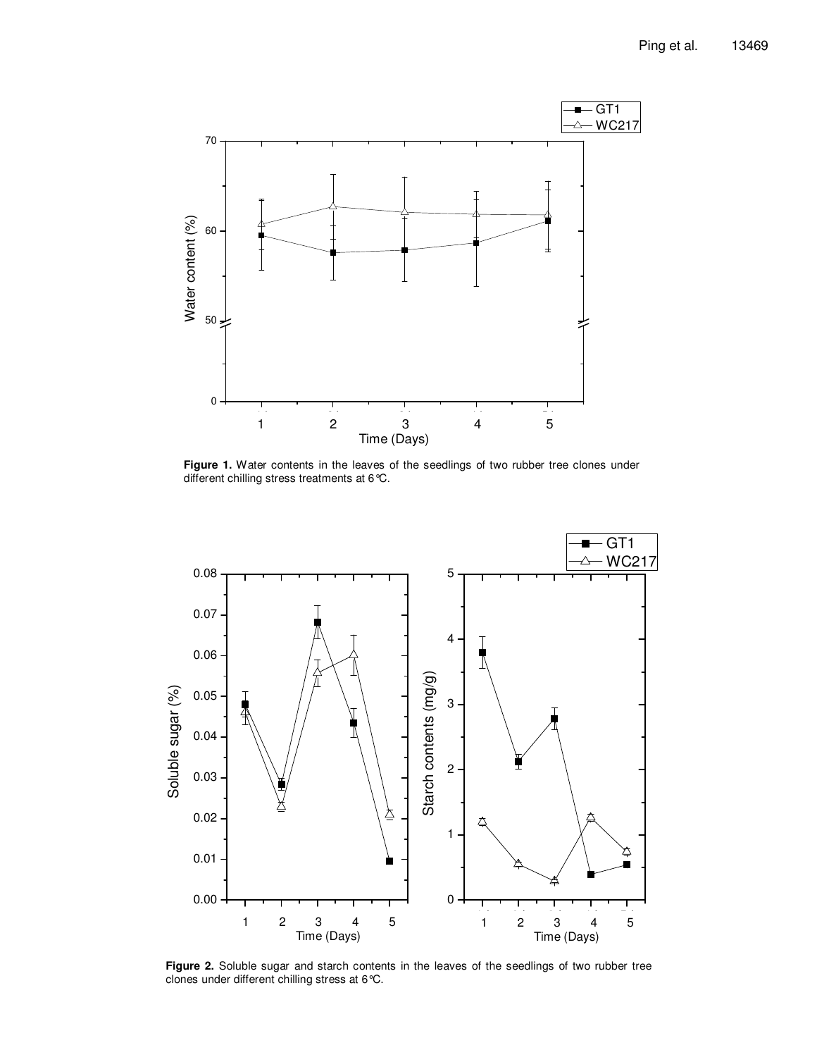**Figure 1.** Water contents in the leaves of the seedlings of two rubber tree clones under different chilling stress treatments at 6°C.

**Figure 2.** Soluble sugar and starch contents in the leaves of the seedlings of two rubber tree clones under different chilling stress at 6°C.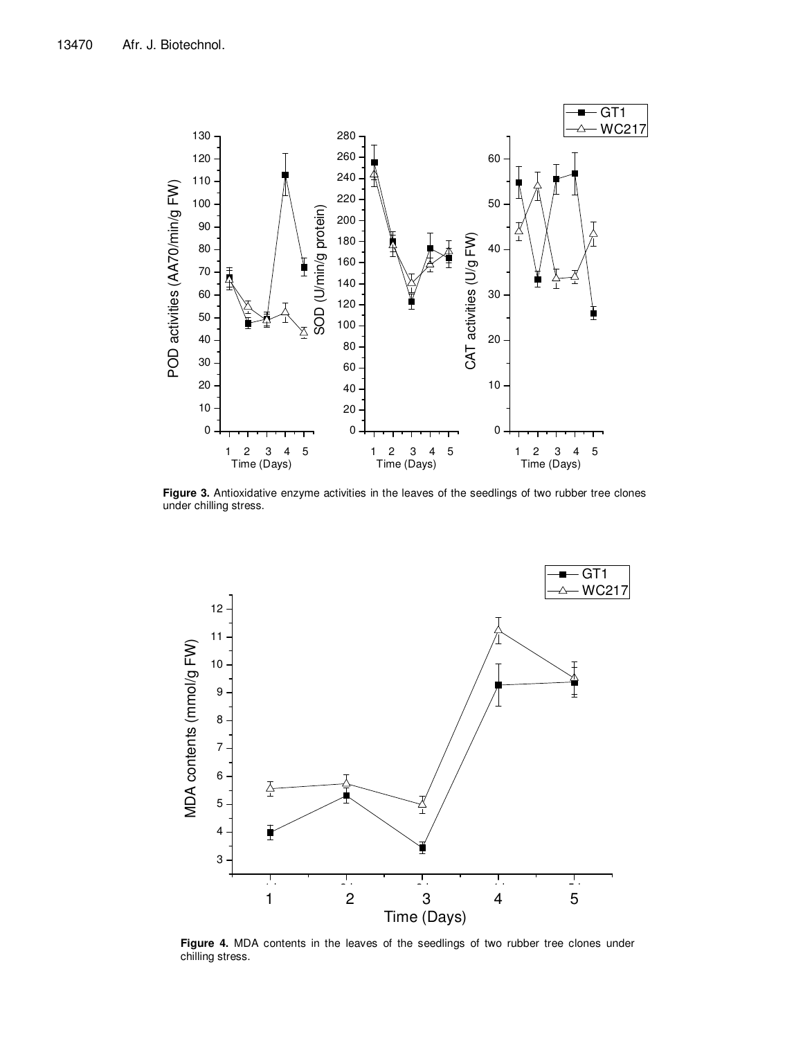**Figure 3.** Antioxidative enzyme activities in the leaves of the seedlings of two rubber tree clones under chilling stress.

**Figure 4.** MDA contents in the leaves of the seedlings of two rubber tree clones under chilling stress.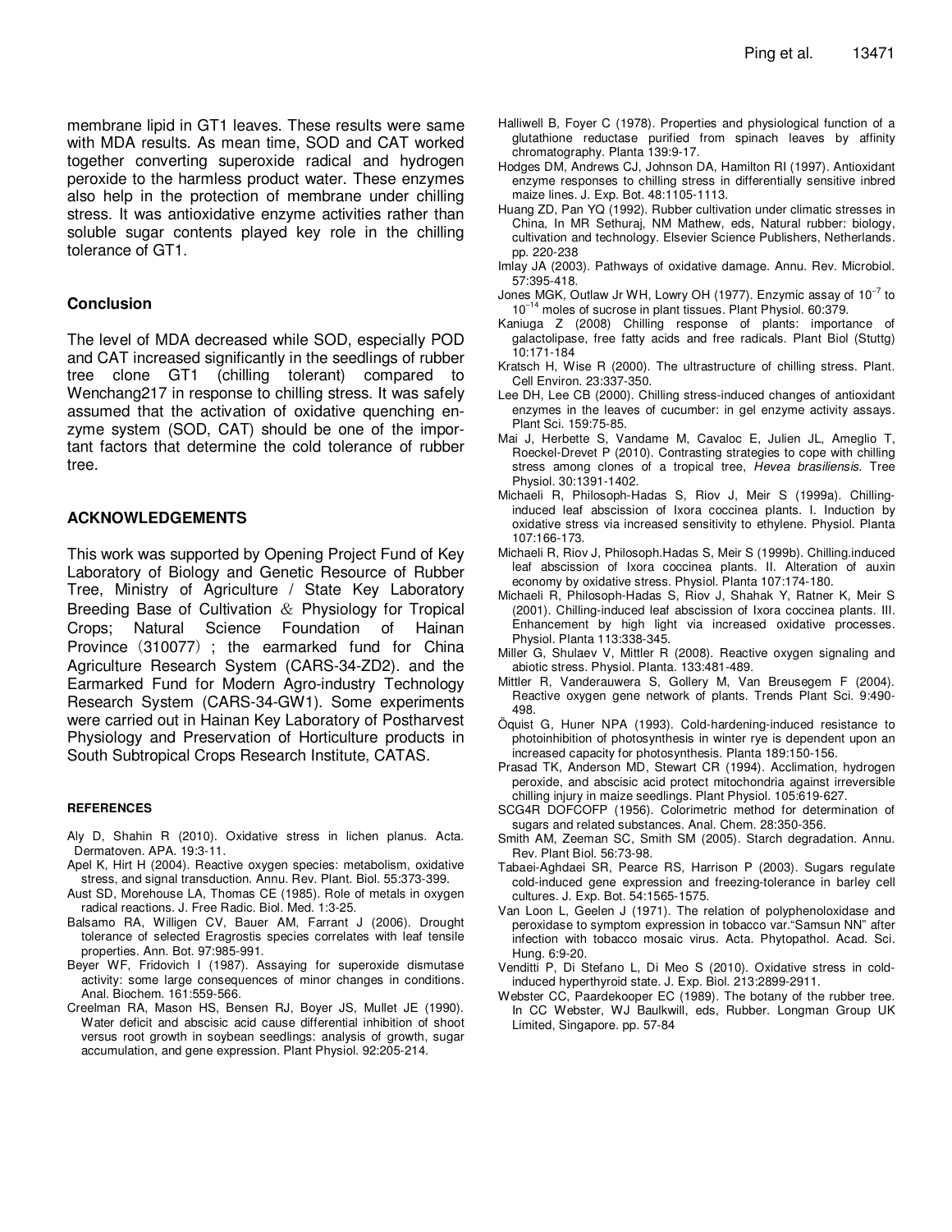membrane lipid in GT1 leaves. These results were same with MDA results. As mean time, SOD and CAT worked together converting superoxide radical and hydrogen peroxide to the harmless product water. These enzymes also help in the protection of membrane under chilling stress. It was antioxidative enzyme activities rather than soluble sugar contents played key role in the chilling tolerance of GT1.

## Conclusion

The level of MDA decreased while SOD, especially POD and CAT increased significantly in the seedlings of rubber tree clone GT1 (chilling tolerant) compared to Wenchang217 in response to chilling stress. It was safely assumed that the activation of oxidative quenching enzyme system (SOD, CAT) should be one of the important factors that determine the cold tolerance of rubber tree.

## ACKNOWLEDGEMENTS

This work was supported by Opening Project Fund of Key Laboratory of Biology and Genetic Resource of Rubber Tree, Ministry of Agriculture / State Key Laboratory Breeding Base of Cultivation ＆ Physiology for Tropical Crops; Natural Science Foundation of Hainan Province（310077）; the earmarked fund for China Agriculture Research System (CARS-34-ZD2). and the Earmarked Fund for Modern Agro-industry Technology Research System (CARS-34-GW1). Some experiments were carried out in Hainan Key Laboratory of Postharvest Physiology and Preservation of Horticulture products in South Subtropical Crops Research Institute, CATAS.

## REFERENCES

Aly D, Shahin R (2010). Oxidative stress in lichen planus. Acta. Dermatoven. APA. 19:3-11.

Apel K, Hirt H (2004). Reactive oxygen species: metabolism, oxidative stress, and signal transduction. Annu. Rev. Plant. Biol. 55:373-399.

Aust SD, Morehouse LA, Thomas CE (1985). Role of metals in oxygen radical reactions. J. Free Radic. Biol. Med. 1:3-25.

Balsamo RA, Willigen CV, Bauer AM, Farrant J (2006). Drought tolerance of selected Eragrostis species correlates with leaf tensile properties. Ann. Bot. 97:985-991.

Beyer WF, Fridovich I (1987). Assaying for superoxide dismutase activity: some large consequences of minor changes in conditions. Anal. Biochem. 161:559-566.

Creelman RA, Mason HS, Bensen RJ, Boyer JS, Mullet JE (1990). Water deficit and abscisic acid cause differential inhibition of shoot versus root growth in soybean seedlings: analysis of growth, sugar accumulation, and gene expression. Plant Physiol. 92:205-214.

Halliwell B, Foyer C (1978). Properties and physiological function of a glutathione reductase purified from spinach leaves by affinity chromatography. Planta 139:9-17.

Hodges DM, Andrews CJ, Johnson DA, Hamilton RI (1997). Antioxidant enzyme responses to chilling stress in differentially sensitive inbred maize lines. J. Exp. Bot. 48:1105-1113.

Huang ZD, Pan YQ (1992). Rubber cultivation under climatic stresses in China, In MR Sethuraj, NM Mathew, eds, Natural rubber: biology, cultivation and technology. Elsevier Science Publishers, Netherlands. pp. 220-238

Imlay JA (2003). Pathways of oxidative damage. Annu. Rev. Microbiol. 57:395-418.

Jones MGK, Outlaw Jr WH, Lowry OH (1977). Enzymic assay of $10^{-7}$ to $10^{-14}$ moles of sucrose in plant tissues. Plant Physiol. 60:379.

Kaniuga Z (2008) Chilling response of plants: importance of galactolipase, free fatty acids and free radicals. Plant Biol (Stuttg) 10:171-184

Kratsch H, Wise R (2000). The ultrastructure of chilling stress. Plant. Cell Environ. 23:337-350.

Lee DH, Lee CB (2000). Chilling stress-induced changes of antioxidant enzymes in the leaves of cucumber: in gel enzyme activity assays. Plant Sci. 159:75-85.

Mai J, Herbette S, Vandame M, Cavaloc E, Julien JL, Ameglio T, Roeckel-Drevet P (2010). Contrasting strategies to cope with chilling stress among clones of a tropical tree, *Hevea brasiliensis*. Tree Physiol. 30:1391-1402.

Michaeli R, Philosoph-Hadas S, Riov J, Meir S (1999a). Chilling-induced leaf abscission of Ixora coccinea plants. I. Induction by oxidative stress via increased sensitivity to ethylene. Physiol. Planta 107:166-173.

Michaeli R, Riov J, Philosoph.Hadas S, Meir S (1999b). Chilling.induced leaf abscission of Ixora coccinea plants. II. Alteration of auxin economy by oxidative stress. Physiol. Planta 107:174-180.

Michaeli R, Philosoph-Hadas S, Riov J, Shahak Y, Ratner K, Meir S (2001). Chilling-induced leaf abscission of Ixora coccinea plants. III. Enhancement by high light via increased oxidative processes. Physiol. Planta 113:338-345.

Miller G, Shulaev V, Mittler R (2008). Reactive oxygen signaling and abiotic stress. Physiol. Planta. 133:481-489.

Mittler R, Vanderauwera S, Gollery M, Van Breusegem F (2004). Reactive oxygen gene network of plants. Trends Plant Sci. 9:490-498.

Öquist G, Huner NPA (1993). Cold-hardening-induced resistance to photoinhibition of photosynthesis in winter rye is dependent upon an increased capacity for photosynthesis. Planta 189:150-156.

Prasad TK, Anderson MD, Stewart CR (1994). Acclimation, hydrogen peroxide, and abscisic acid protect mitochondria against irreversible chilling injury in maize seedlings. Plant Physiol. 105:619-627.

SCG4R DOFCOFP (1956). Colorimetric method for determination of sugars and related substances. Anal. Chem. 28:350-356.

Smith AM, Zeeman SC, Smith SM (2005). Starch degradation. Annu. Rev. Plant Biol. 56:73-98.

Tabaei-Aghdaei SR, Pearce RS, Harrison P (2003). Sugars regulate cold-induced gene expression and freezing-tolerance in barley cell cultures. J. Exp. Bot. 54:1565-1575.

Van Loon L, Geelen J (1971). The relation of polyphenoloxidase and peroxidase to symptom expression in tobacco var."Samsun NN" after infection with tobacco mosaic virus. Acta. Phytopathol. Acad. Sci. Hung. 6:9-20.

Venditti P, Di Stefano L, Di Meo S (2010). Oxidative stress in cold-induced hyperthyroid state. J. Exp. Biol. 213:2899-2911.

Webster CC, Paardekooper EC (1989). The botany of the rubber tree. In CC Webster, WJ Baulkwill, eds, Rubber. Longman Group UK Limited, Singapore. pp. 57-84